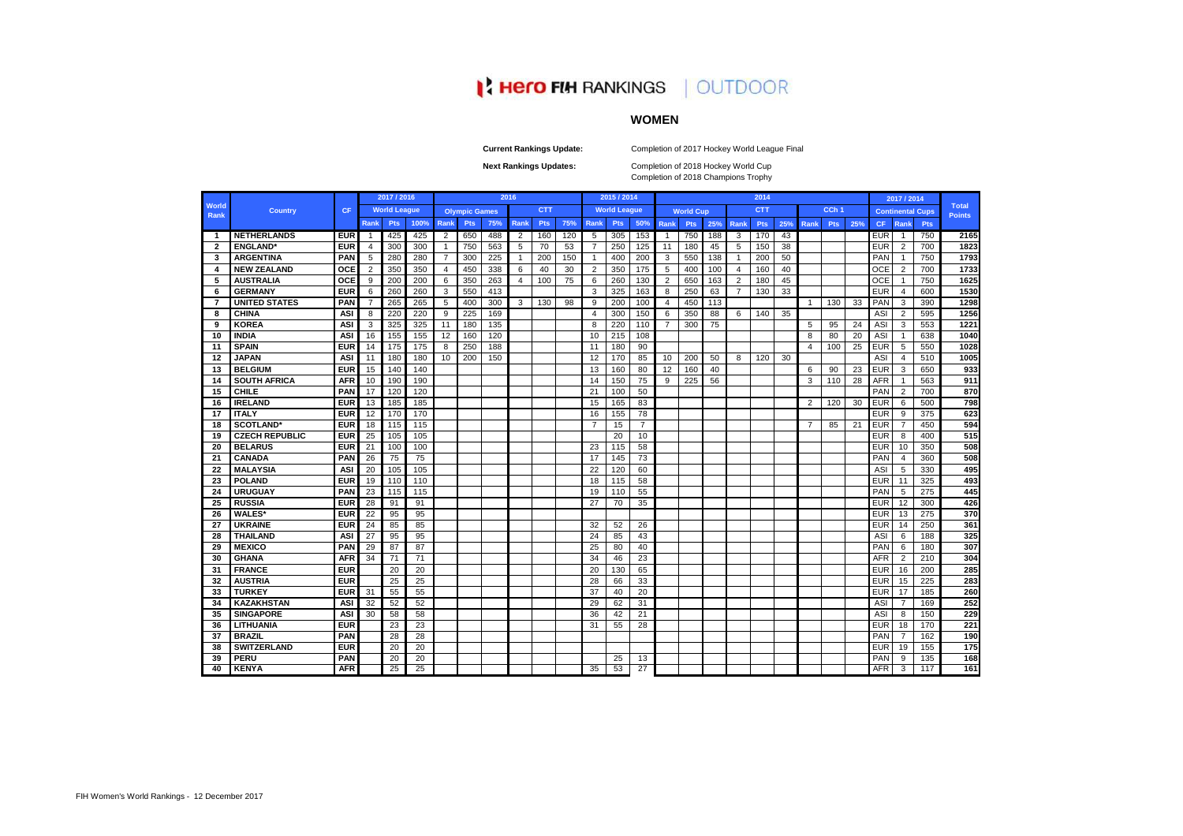# Hero FIH RANKINGS | OUTDOOR

## WOMEN

**Current Rankings Update:** Completion of 2017 Hockey World League Final

**Next Rankings Updates:** Completion of 2018 Hockey World Cup
Completion of 2018 Champions Trophy

| World Rank | Country | CF | 2017 / 2016 | | | 2016 | | | | | | 2015 / 2014 | | | 2014 | | | | | | | | | 2017 / 2014 | | | Total Points |
|---|---|---|---|---|---|---|---|---|---|---|---|---|---|---|---|---|---|---|---|---|---|---|---|---|---|---|---|
| | | | World League | | | Olympic Games | | | CTT | | | World League | | | World Cup | | | CTT | | | CCh 1 | | | Continental Cups | | | |
| | | | Rank | Pts | 100% | Rank | Pts | 75% | Rank | Pts | 75% | Rank | Pts | 50% | Rank | Pts | 25% | Rank | Pts | 25% | Rank | Pts | 25% | CF | Rank | Pts | |
| 1 | NETHERLANDS | EUR | 1 | 425 | 425 | 2 | 650 | 488 | 2 | 160 | 120 | 5 | 305 | 153 | 1 | 750 | 188 | 3 | 170 | 43 | | | | EUR | 1 | 750 | 2165 |
| 2 | ENGLAND* | EUR | 4 | 300 | 300 | 1 | 750 | 563 | 5 | 70 | 53 | 7 | 250 | 125 | 11 | 180 | 45 | 5 | 150 | 38 | | | | EUR | 2 | 700 | 1823 |
| 3 | ARGENTINA | PAN | 5 | 280 | 280 | 7 | 300 | 225 | 1 | 200 | 150 | 1 | 400 | 200 | 3 | 550 | 138 | 1 | 200 | 50 | | | | PAN | 1 | 750 | 1793 |
| 4 | NEW ZEALAND | OCE | 2 | 350 | 350 | 4 | 450 | 338 | 6 | 40 | 30 | 2 | 350 | 175 | 5 | 400 | 100 | 4 | 160 | 40 | | | | OCE | 2 | 700 | 1733 |
| 5 | AUSTRALIA | OCE | 9 | 200 | 200 | 6 | 350 | 263 | 4 | 100 | 75 | 6 | 260 | 130 | 2 | 650 | 163 | 2 | 180 | 45 | | | | OCE | 1 | 750 | 1625 |
| 6 | GERMANY | EUR | 6 | 260 | 260 | 3 | 550 | 413 | | | | 3 | 325 | 163 | 8 | 250 | 63 | 7 | 130 | 33 | | | | EUR | 4 | 600 | 1530 |
| 7 | UNITED STATES | PAN | 7 | 265 | 265 | 5 | 400 | 300 | 3 | 130 | 98 | 9 | 200 | 100 | 4 | 450 | 113 | | | | 1 | 130 | 33 | PAN | 3 | 390 | 1298 |
| 8 | CHINA | ASI | 8 | 220 | 220 | 9 | 225 | 169 | | | | 4 | 300 | 150 | 6 | 350 | 88 | 6 | 140 | 35 | | | | ASI | 2 | 595 | 1256 |
| 9 | KOREA | ASI | 3 | 325 | 325 | 11 | 180 | 135 | | | | 8 | 220 | 110 | 7 | 300 | 75 | | | | 5 | 95 | 24 | ASI | 3 | 553 | 1221 |
| 10 | INDIA | ASI | 16 | 155 | 155 | 12 | 160 | 120 | | | | 10 | 215 | 108 | | | | | | | 8 | 80 | 20 | ASI | 1 | 638 | 1040 |
| 11 | SPAIN | EUR | 14 | 175 | 175 | 8 | 250 | 188 | | | | 11 | 180 | 90 | | | | | | | 4 | 100 | 25 | EUR | 5 | 550 | 1028 |
| 12 | JAPAN | ASI | 11 | 180 | 180 | 10 | 200 | 150 | | | | 12 | 170 | 85 | | | | 8 | 120 | 30 | | | | ASI | 4 | 510 | 1005 |
| 13 | BELGIUM | EUR | 15 | 140 | 140 | | | | | | | 13 | 160 | 80 | 12 | 160 | 40 | | | | 6 | 90 | 23 | EUR | 3 | 650 | 933 |
| 14 | SOUTH AFRICA | AFR | 10 | 190 | 190 | | | | | | | 14 | 150 | 75 | 9 | 225 | 56 | | | | 3 | 110 | 28 | AFR | 1 | 563 | 911 |
| 15 | CHILE | PAN | 17 | 120 | 120 | | | | | | | 21 | 100 | 50 | | | | | | | | | | PAN | 2 | 700 | 870 |
| 16 | IRELAND | EUR | 13 | 185 | 185 | | | | | | | 15 | 165 | 83 | | | | | | | 2 | 120 | 30 | EUR | 6 | 500 | 798 |
| 17 | ITALY | EUR | 12 | 170 | 170 | | | | | | | 16 | 155 | 78 | | | | | | | | | | EUR | 9 | 375 | 623 |
| 18 | SCOTLAND* | EUR | 18 | 115 | 115 | | | | | | | 7 | 15 | 7 | | | | | | | 7 | 85 | 21 | EUR | 7 | 450 | 594 |
| 19 | CZECH REPUBLIC | EUR | 25 | 105 | 105 | | | | | | | | 20 | 10 | | | | | | | | | | EUR | 8 | 400 | 515 |
| 20 | BELARUS | EUR | 21 | 100 | 100 | | | | | | | 23 | 115 | 58 | | | | | | | | | | EUR | 10 | 350 | 508 |
| 21 | CANADA | PAN | 26 | 75 | 75 | | | | | | | 17 | 145 | 73 | | | | | | | | | | PAN | 4 | 360 | 508 |
| 22 | MALAYSIA | ASI | 20 | 105 | 105 | | | | | | | 22 | 120 | 60 | | | | | | | | | | ASI | 5 | 330 | 495 |
| 23 | POLAND | EUR | 19 | 110 | 110 | | | | | | | 18 | 115 | 58 | | | | | | | | | | EUR | 11 | 325 | 493 |
| 24 | URUGUAY | PAN | 23 | 115 | 115 | | | | | | | 19 | 110 | 55 | | | | | | | | | | PAN | 5 | 275 | 445 |
| 25 | RUSSIA | EUR | 28 | 91 | 91 | | | | | | | 27 | 70 | 35 | | | | | | | | | | EUR | 12 | 300 | 426 |
| 26 | WALES* | EUR | 22 | 95 | 95 | | | | | | | | | | | | | | | | | | | EUR | 13 | 275 | 370 |
| 27 | UKRAINE | EUR | 24 | 85 | 85 | | | | | | | 32 | 52 | 26 | | | | | | | | | | EUR | 14 | 250 | 361 |
| 28 | THAILAND | ASI | 27 | 95 | 95 | | | | | | | 24 | 85 | 43 | | | | | | | | | | ASI | 6 | 188 | 325 |
| 29 | MEXICO | PAN | 29 | 87 | 87 | | | | | | | 25 | 80 | 40 | | | | | | | | | | PAN | 6 | 180 | 307 |
| 30 | GHANA | AFR | 34 | 71 | 71 | | | | | | | 34 | 46 | 23 | | | | | | | | | | AFR | 2 | 210 | 304 |
| 31 | FRANCE | EUR | | 20 | 20 | | | | | | | 20 | 130 | 65 | | | | | | | | | | EUR | 16 | 200 | 285 |
| 32 | AUSTRIA | EUR | | 25 | 25 | | | | | | | 28 | 66 | 33 | | | | | | | | | | EUR | 15 | 225 | 283 |
| 33 | TURKEY | EUR | 31 | 55 | 55 | | | | | | | 37 | 40 | 20 | | | | | | | | | | EUR | 17 | 185 | 260 |
| 34 | KAZAKHSTAN | ASI | 32 | 52 | 52 | | | | | | | 29 | 62 | 31 | | | | | | | | | | ASI | 7 | 169 | 252 |
| 35 | SINGAPORE | ASI | 30 | 58 | 58 | | | | | | | 36 | 42 | 21 | | | | | | | | | | ASI | 8 | 150 | 229 |
| 36 | LITHUANIA | EUR | | 23 | 23 | | | | | | | 31 | 55 | 28 | | | | | | | | | | EUR | 18 | 170 | 221 |
| 37 | BRAZIL | PAN | | 28 | 28 | | | | | | | | | | | | | | | | | | | PAN | 7 | 162 | 190 |
| 38 | SWITZERLAND | EUR | | 20 | 20 | | | | | | | | | | | | | | | | | | | EUR | 19 | 155 | 175 |
| 39 | PERU | PAN | | 20 | 20 | | | | | | | | 25 | 13 | | | | | | | | | | PAN | 9 | 135 | 168 |
| 40 | KENYA | AFR | | 25 | 25 | | | | | | | 35 | 53 | 27 | | | | | | | | | | AFR | 3 | 117 | 161 |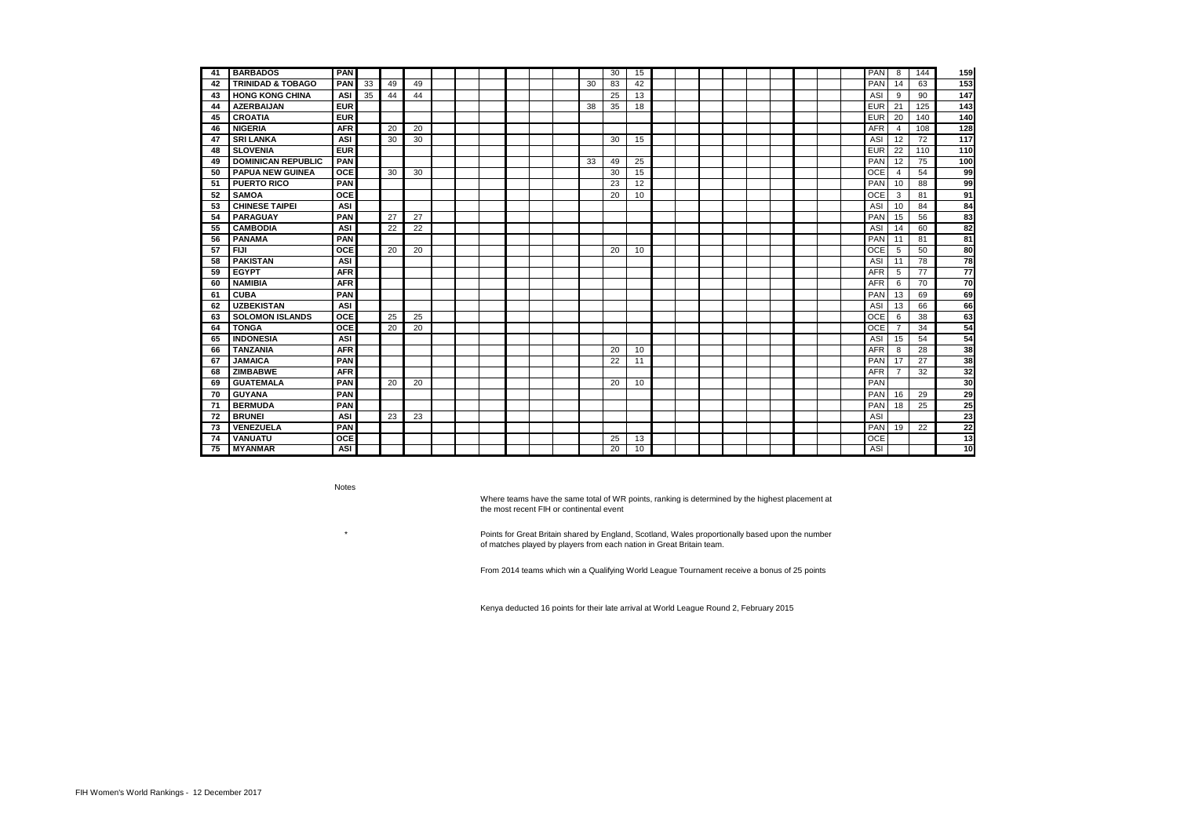| | | | | | | | | | | | | | | | | | | | | | | | | | | | |
|---|---|---|---|---|---|---|---|---|---|---|---|---|---|---|---|---|---|---|---|---|---|---|---|---|---|---|---|
| 41 | **BARBADOS** | **PAN** | | | | | | | | | | | 30 | 15 | | | | | | | | | | PAN | 8 | 144 | **159** |
| 42 | **TRINIDAD & TOBAGO** | **PAN** | 33 | 49 | 49 | | | | | | | 30 | 83 | 42 | | | | | | | | | | PAN | 14 | 63 | **153** |
| 43 | **HONG KONG CHINA** | **ASI** | 35 | 44 | 44 | | | | | | | | 25 | 13 | | | | | | | | | | ASI | 9 | 90 | **147** |
| 44 | **AZERBAIJAN** | **EUR** | | | | | | | | | | 38 | 35 | 18 | | | | | | | | | | EUR | 21 | 125 | **143** |
| 45 | **CROATIA** | **EUR** | | | | | | | | | | | | | | | | | | | | | | EUR | 20 | 140 | **140** |
| 46 | **NIGERIA** | **AFR** | | 20 | 20 | | | | | | | | | | | | | | | | | | | AFR | 4 | 108 | **128** |
| 47 | **SRI LANKA** | **ASI** | | 30 | 30 | | | | | | | | 30 | 15 | | | | | | | | | | ASI | 12 | 72 | **117** |
| 48 | **SLOVENIA** | **EUR** | | | | | | | | | | | | | | | | | | | | | | EUR | 22 | 110 | **110** |
| 49 | **DOMINICAN REPUBLIC** | **PAN** | | | | | | | | | | 33 | 49 | 25 | | | | | | | | | | PAN | 12 | 75 | **100** |
| 50 | **PAPUA NEW GUINEA** | **OCE** | | 30 | 30 | | | | | | | | 30 | 15 | | | | | | | | | | OCE | 4 | 54 | **99** |
| 51 | **PUERTO RICO** | **PAN** | | | | | | | | | | | 23 | 12 | | | | | | | | | | PAN | 10 | 88 | **99** |
| 52 | **SAMOA** | **OCE** | | | | | | | | | | | 20 | 10 | | | | | | | | | | OCE | 3 | 81 | **91** |
| 53 | **CHINESE TAIPEI** | **ASI** | | | | | | | | | | | | | | | | | | | | | | ASI | 10 | 84 | **84** |
| 54 | **PARAGUAY** | **PAN** | | 27 | 27 | | | | | | | | | | | | | | | | | | | PAN | 15 | 56 | **83** |
| 55 | **CAMBODIA** | **ASI** | | 22 | 22 | | | | | | | | | | | | | | | | | | | ASI | 14 | 60 | **82** |
| 56 | **PANAMA** | **PAN** | | | | | | | | | | | | | | | | | | | | | | PAN | 11 | 81 | **81** |
| 57 | **FIJI** | **OCE** | | 20 | 20 | | | | | | | | 20 | 10 | | | | | | | | | | OCE | 5 | 50 | **80** |
| 58 | **PAKISTAN** | **ASI** | | | | | | | | | | | | | | | | | | | | | | ASI | 11 | 78 | **78** |
| 59 | **EGYPT** | **AFR** | | | | | | | | | | | | | | | | | | | | | | AFR | 5 | 77 | **77** |
| 60 | **NAMIBIA** | **AFR** | | | | | | | | | | | | | | | | | | | | | | AFR | 6 | 70 | **70** |
| 61 | **CUBA** | **PAN** | | | | | | | | | | | | | | | | | | | | | | PAN | 13 | 69 | **69** |
| 62 | **UZBEKISTAN** | **ASI** | | | | | | | | | | | | | | | | | | | | | | ASI | 13 | 66 | **66** |
| 63 | **SOLOMON ISLANDS** | **OCE** | | 25 | 25 | | | | | | | | | | | | | | | | | | | OCE | 6 | 38 | **63** |
| 64 | **TONGA** | **OCE** | | 20 | 20 | | | | | | | | | | | | | | | | | | | OCE | 7 | 34 | **54** |
| 65 | **INDONESIA** | **ASI** | | | | | | | | | | | | | | | | | | | | | | ASI | 15 | 54 | **54** |
| 66 | **TANZANIA** | **AFR** | | | | | | | | | | | 20 | 10 | | | | | | | | | | AFR | 8 | 28 | **38** |
| 67 | **JAMAICA** | **PAN** | | | | | | | | | | | 22 | 11 | | | | | | | | | | PAN | 17 | 27 | **38** |
| 68 | **ZIMBABWE** | **AFR** | | | | | | | | | | | | | | | | | | | | | | AFR | 7 | 32 | **32** |
| 69 | **GUATEMALA** | **PAN** | | 20 | 20 | | | | | | | | 20 | 10 | | | | | | | | | | PAN | | | **30** |
| 70 | **GUYANA** | **PAN** | | | | | | | | | | | | | | | | | | | | | | PAN | 16 | 29 | **29** |
| 71 | **BERMUDA** | **PAN** | | | | | | | | | | | | | | | | | | | | | | PAN | 18 | 25 | **25** |
| 72 | **BRUNEI** | **ASI** | | 23 | 23 | | | | | | | | | | | | | | | | | | | ASI | | | **23** |
| 73 | **VENEZUELA** | **PAN** | | | | | | | | | | | | | | | | | | | | | | PAN | 19 | 22 | **22** |
| 74 | **VANUATU** | **OCE** | | | | | | | | | | | 25 | 13 | | | | | | | | | | OCE | | | **13** |
| 75 | **MYANMAR** | **ASI** | | | | | | | | | | | 20 | 10 | | | | | | | | | | ASI | | | **10** |

Notes

Where teams have the same total of WR points, ranking is determined by the highest placement at the most recent FIH or continental event

* Points for Great Britain shared by England, Scotland, Wales proportionally based upon the number of matches played by players from each nation in Great Britain team.

From 2014 teams which win a Qualifying World League Tournament receive a bonus of 25 points

Kenya deducted 16 points for their late arrival at World League Round 2, February 2015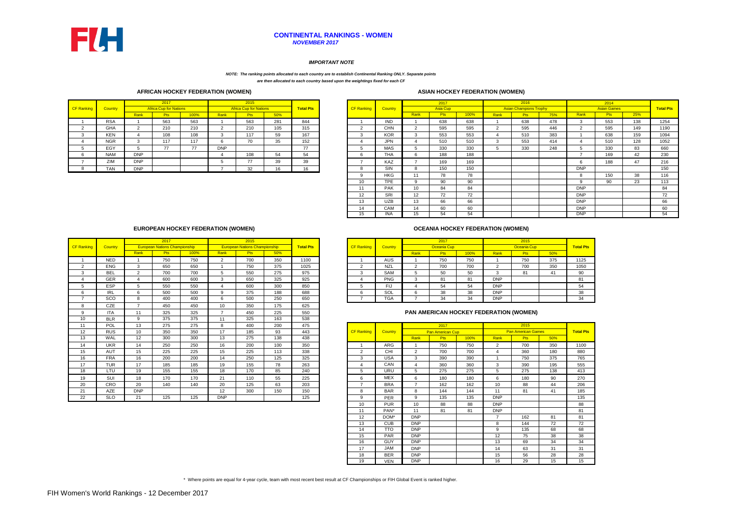# CONTINENTAL RANKINGS - WOMEN

***NOVEMBER 2017***

***IMPORTANT NOTE***

***NOTE: The ranking points allocated to each country are to establish Continental Ranking ONLY. Separate points are then allocated to each country based upon the weightings fixed for each CF***

## AFRICAN HOCKEY FEDERATION (WOMEN)

| CF Ranking | Country | 2017 Africa Cup for Nations | | | 2015 Africa Cup for Nations | | | Total Pts |
|---|---|---|---|---|---|---|---|---|
| | | Rank | Pts | 100% | Rank | Pts | 50% | |
| 1 | RSA | 1 | 563 | 563 | 1 | 563 | 281 | 844 |
| 2 | GHA | 2 | 210 | 210 | 2 | 210 | 105 | 315 |
| 3 | KEN | 4 | 108 | 108 | 3 | 117 | 59 | 167 |
| 4 | NGR | 3 | 117 | 117 | 6 | 70 | 35 | 152 |
| 5 | EGY | 5 | 77 | 77 | DNP | | | 77 |
| 6 | NAM | DNP | | | 4 | 108 | 54 | 54 |
| 7 | ZIM | DNP | | | 5 | 77 | 39 | 39 |
| 8 | TAN | DNP | | | 7 | 32 | 16 | 16 |

## ASIAN HOCKEY FEDERATION (WOMEN)

| CF Ranking | Country | 2017 Asia Cup | | | 2016 Asian Champions Trophy | | | 2014 Asian Games | | | Total Pts |
|---|---|---|---|---|---|---|---|---|---|---|---|
| | | Rank | Pts | 100% | Rank | Pts | 75% | Rank | Pts | 25% | |
| 1 | IND | 1 | 638 | 638 | 1 | 638 | 478 | 3 | 553 | 138 | 1254 |
| 2 | CHN | 2 | 595 | 595 | 2 | 595 | 446 | 2 | 595 | 149 | 1190 |
| 3 | KOR | 3 | 553 | 553 | 4 | 510 | 383 | 1 | 638 | 159 | 1094 |
| 4 | JPN | 4 | 510 | 510 | 3 | 553 | 414 | 4 | 510 | 128 | 1052 |
| 5 | MAS | 5 | 330 | 330 | 5 | 330 | 248 | 5 | 330 | 83 | 660 |
| 6 | THA | 6 | 188 | 188 | | | | 7 | 169 | 42 | 230 |
| 7 | KAZ | 7 | 169 | 169 | | | | 6 | 188 | 47 | 216 |
| 8 | SIN | 8 | 150 | 150 | | | | DNP | | | 150 |
| 9 | HKG | 11 | 78 | 78 | | | | 8 | 150 | 38 | 116 |
| 10 | TPE | 9 | 90 | 90 | | | | 9 | 90 | 23 | 113 |
| 11 | PAK | 10 | 84 | 84 | | | | DNP | | | 84 |
| 12 | SRI | 12 | 72 | 72 | | | | DNP | | | 72 |
| 13 | UZB | 13 | 66 | 66 | | | | DNP | | | 66 |
| 14 | CAM | 14 | 60 | 60 | | | | DNP | | | 60 |
| 15 | INA | 15 | 54 | 54 | | | | DNP | | | 54 |

## EUROPEAN HOCKEY FEDERATION (WOMEN)

| CF Ranking | Country | 2017 European Nations Championship | | | 2015 European Nations Championship | | | Total Pts |
|---|---|---|---|---|---|---|---|---|
| | | Rank | Pts | 100% | Rank | Pts | 50% | |
| 1 | NED | 1 | 750 | 750 | 2 | 700 | 350 | 1100 |
| 2 | ENG | 3 | 650 | 650 | 1 | 750 | 375 | 1025 |
| 3 | BEL | 2 | 700 | 700 | 5 | 550 | 275 | 975 |
| 4 | GER | 4 | 600 | 600 | 3 | 650 | 325 | 925 |
| 5 | ESP | 5 | 550 | 550 | 4 | 600 | 300 | 850 |
| 6 | IRL | 6 | 500 | 500 | 9 | 375 | 188 | 688 |
| 7 | SCO | 8 | 400 | 400 | 6 | 500 | 250 | 650 |
| 8 | CZE | 7 | 450 | 450 | 10 | 350 | 175 | 625 |
| 9 | ITA | 11 | 325 | 325 | 7 | 450 | 225 | 550 |
| 10 | BLR | 9 | 375 | 375 | 11 | 325 | 163 | 538 |
| 11 | POL | 13 | 275 | 275 | 8 | 400 | 200 | 475 |
| 12 | RUS | 10 | 350 | 350 | 17 | 185 | 93 | 443 |
| 13 | WAL | 12 | 300 | 300 | 13 | 275 | 138 | 438 |
| 14 | UKR | 14 | 250 | 250 | 16 | 200 | 100 | 350 |
| 15 | AUT | 15 | 225 | 225 | 15 | 225 | 113 | 338 |
| 16 | FRA | 16 | 200 | 200 | 14 | 250 | 125 | 325 |
| 17 | TUR | 17 | 185 | 185 | 19 | 155 | 78 | 263 |
| 18 | LTU | 19 | 155 | 155 | 18 | 170 | 85 | 240 |
| 19 | SUI | 18 | 170 | 170 | 21 | 110 | 55 | 225 |
| 20 | CRO | 20 | 140 | 140 | 20 | 125 | 63 | 203 |
| 21 | AZE | DNP | | | 12 | 300 | 150 | 150 |
| 22 | SLO | 21 | 125 | 125 | DNP | | | 125 |

## OCEANIA HOCKEY FEDERATION (WOMEN)

| CF Ranking | Country | 2017 Oceania Cup | | | 2015 Oceania Cup | | | Total Pts |
|---|---|---|---|---|---|---|---|---|
| | | Rank | Pts | 100% | Rank | Pts | 50% | |
| 1 | AUS | 1 | 750 | 750 | 1 | 750 | 375 | 1125 |
| 2 | NZL | 2 | 700 | 700 | 2 | 700 | 350 | 1050 |
| 3 | SAM | 5 | 50 | 50 | 3 | 81 | 41 | 90 |
| 4 | PNG | 3 | 81 | 81 | DNP | | | 81 |
| 5 | FIJ | 4 | 54 | 54 | DNP | | | 54 |
| 6 | SOL | 6 | 38 | 38 | DNP | | | 38 |
| 7 | TGA | 7 | 34 | 34 | DNP | | | 34 |

## PAN AMERICAN HOCKEY FEDERATION (WOMEN)

| CF Ranking | Country | 2017 Pan American Cup | | | 2015 Pan American Games | | | Total Pts |
|---|---|---|---|---|---|---|---|---|
| | | Rank | Pts | 100% | Rank | Pts | 50% | |
| 1 | ARG | 1 | 750 | 750 | 2 | 700 | 350 | 1100 |
| 2 | CHI | 2 | 700 | 700 | 4 | 360 | 180 | 880 |
| 3 | USA | 3 | 390 | 390 | 1 | 750 | 375 | 765 |
| 4 | CAN | 4 | 360 | 360 | 3 | 390 | 195 | 555 |
| 5 | URU | 5 | 275 | 275 | 5 | 275 | 138 | 413 |
| 6 | MEX | 6 | 180 | 180 | 6 | 180 | 90 | 270 |
| 7 | BRA | 7 | 162 | 162 | 10 | 88 | 44 | 206 |
| 8 | BAR | 8 | 144 | 144 | 11 | 81 | 41 | 185 |
| 9 | PER | 9 | 135 | 135 | DNP | | | 135 |
| 10 | PUR | 10 | 88 | 88 | DNP | | | 88 |
| 11 | PAN* | 11 | 81 | 81 | DNP | | | 81 |
| 12 | DOM* | DNP | | | 7 | 162 | 81 | 81 |
| 13 | CUB | DNP | | | 8 | 144 | 72 | 72 |
| 14 | TTO | DNP | | | 9 | 135 | 68 | 68 |
| 15 | PAR | DNP | | | 12 | 75 | 38 | 38 |
| 16 | GUY | DNP | | | 13 | 69 | 34 | 34 |
| 17 | JAM | DNP | | | 14 | 63 | 31 | 31 |
| 18 | BER | DNP | | | 15 | 56 | 28 | 28 |
| 19 | VEN | DNP | | | 16 | 29 | 15 | 15 |

\* Where points are equal for 4-year cycle, team with most recent best result at CF Championships or FIH Global Event is ranked higher.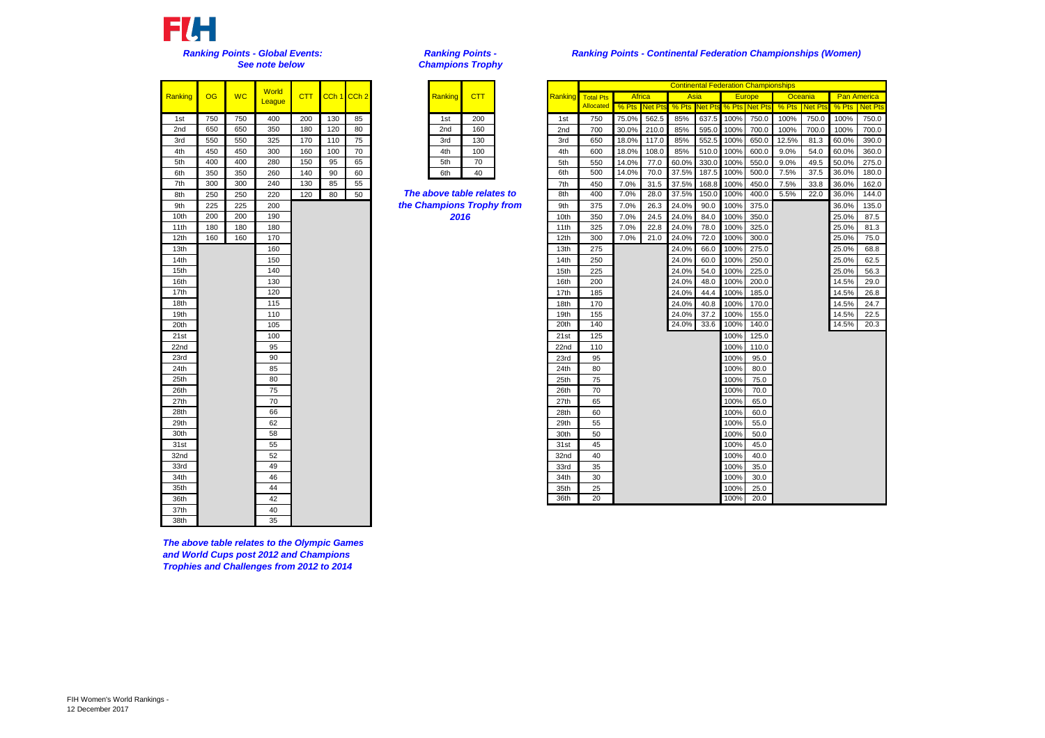FIH

### *Ranking Points - Global Events: See note below*

| Ranking | OG | WC | World League | CTT | CCh 1 | CCh 2 |
|---|---|---|---|---|---|---|
| 1st | 750 | 750 | 400 | 200 | 130 | 85 |
| 2nd | 650 | 650 | 350 | 180 | 120 | 80 |
| 3rd | 550 | 550 | 325 | 170 | 110 | 75 |
| 4th | 450 | 450 | 300 | 160 | 100 | 70 |
| 5th | 400 | 400 | 280 | 150 | 95 | 65 |
| 6th | 350 | 350 | 260 | 140 | 90 | 60 |
| 7th | 300 | 300 | 240 | 130 | 85 | 55 |
| 8th | 250 | 250 | 220 | 120 | 80 | 50 |
| 9th | 225 | 225 | 200 | | | |
| 10th | 200 | 200 | 190 | | | |
| 11th | 180 | 180 | 180 | | | |
| 12th | 160 | 160 | 170 | | | |
| 13th | | | 160 | | | |
| 14th | | | 150 | | | |
| 15th | | | 140 | | | |
| 16th | | | 130 | | | |
| 17th | | | 120 | | | |
| 18th | | | 115 | | | |
| 19th | | | 110 | | | |
| 20th | | | 105 | | | |
| 21st | | | 100 | | | |
| 22nd | | | 95 | | | |
| 23rd | | | 90 | | | |
| 24th | | | 85 | | | |
| 25th | | | 80 | | | |
| 26th | | | 75 | | | |
| 27th | | | 70 | | | |
| 28th | | | 66 | | | |
| 29th | | | 62 | | | |
| 30th | | | 58 | | | |
| 31st | | | 55 | | | |
| 32nd | | | 52 | | | |
| 33rd | | | 49 | | | |
| 34th | | | 46 | | | |
| 35th | | | 44 | | | |
| 36th | | | 42 | | | |
| 37th | | | 40 | | | |
| 38th | | | 35 | | | |

***The above table relates to the Olympic Games and World Cups post 2012 and Champions Trophies and Challenges from 2012 to 2014***

### *Ranking Points - Champions Trophy*

| Ranking | CTT |
|---|---|
| 1st | 200 |
| 2nd | 160 |
| 3rd | 130 |
| 4th | 100 |
| 5th | 70 |
| 6th | 40 |

***The above table relates to the Champions Trophy from 2016***

### *Ranking Points - Continental Federation Championships (Women)*

| Ranking | Continental Federation Championships | | | | | | | | | | | |
|---|---|---|---|---|---|---|---|---|---|---|---|---|
| | Total Pts Allocated | Africa | | Asia | | Europe | | Oceania | | Pan America | | |
| | | % Pts | Net Pts | % Pts | Net Pts | % Pts | Net Pts | % Pts | Net Pts | % Pts | Net Pts | |
| 1st | 750 | 75.0% | 562.5 | 85% | 637.5 | 100% | 750.0 | 100% | 750.0 | 100% | 750.0 | |
| 2nd | 700 | 30.0% | 210.0 | 85% | 595.0 | 100% | 700.0 | 100% | 700.0 | 100% | 700.0 | |
| 3rd | 650 | 18.0% | 117.0 | 85% | 552.5 | 100% | 650.0 | 12.5% | 81.3 | 60.0% | 390.0 | |
| 4th | 600 | 18.0% | 108.0 | 85% | 510.0 | 100% | 600.0 | 9.0% | 54.0 | 60.0% | 360.0 | |
| 5th | 550 | 14.0% | 77.0 | 60.0% | 330.0 | 100% | 550.0 | 9.0% | 49.5 | 50.0% | 275.0 | |
| 6th | 500 | 14.0% | 70.0 | 37.5% | 187.5 | 100% | 500.0 | 7.5% | 37.5 | 36.0% | 180.0 | |
| 7th | 450 | 7.0% | 31.5 | 37.5% | 168.8 | 100% | 450.0 | 7.5% | 33.8 | 36.0% | 162.0 | |
| 8th | 400 | 7.0% | 28.0 | 37.5% | 150.0 | 100% | 400.0 | 5.5% | 22.0 | 36.0% | 144.0 | |
| 9th | 375 | 7.0% | 26.3 | 24.0% | 90.0 | 100% | 375.0 | | | 36.0% | 135.0 | |
| 10th | 350 | 7.0% | 24.5 | 24.0% | 84.0 | 100% | 350.0 | | | 25.0% | 87.5 | |
| 11th | 325 | 7.0% | 22.8 | 24.0% | 78.0 | 100% | 325.0 | | | 25.0% | 81.3 | |
| 12th | 300 | 7.0% | 21.0 | 24.0% | 72.0 | 100% | 300.0 | | | 25.0% | 75.0 | |
| 13th | 275 | | | 24.0% | 66.0 | 100% | 275.0 | | | 25.0% | 68.8 | |
| 14th | 250 | | | 24.0% | 60.0 | 100% | 250.0 | | | 25.0% | 62.5 | |
| 15th | 225 | | | 24.0% | 54.0 | 100% | 225.0 | | | 25.0% | 56.3 | |
| 16th | 200 | | | 24.0% | 48.0 | 100% | 200.0 | | | 14.5% | 29.0 | |
| 17th | 185 | | | 24.0% | 44.4 | 100% | 185.0 | | | 14.5% | 26.8 | |
| 18th | 170 | | | 24.0% | 40.8 | 100% | 170.0 | | | 14.5% | 24.7 | |
| 19th | 155 | | | 24.0% | 37.2 | 100% | 155.0 | | | 14.5% | 22.5 | |
| 20th | 140 | | | 24.0% | 33.6 | 100% | 140.0 | | | 14.5% | 20.3 | |
| 21st | 125 | | | | | 100% | 125.0 | | | | | |
| 22nd | 110 | | | | | 100% | 110.0 | | | | | |
| 23rd | 95 | | | | | 100% | 95.0 | | | | | |
| 24th | 80 | | | | | 100% | 80.0 | | | | | |
| 25th | 75 | | | | | 100% | 75.0 | | | | | |
| 26th | 70 | | | | | 100% | 70.0 | | | | | |
| 27th | 65 | | | | | 100% | 65.0 | | | | | |
| 28th | 60 | | | | | 100% | 60.0 | | | | | |
| 29th | 55 | | | | | 100% | 55.0 | | | | | |
| 30th | 50 | | | | | 100% | 50.0 | | | | | |
| 31st | 45 | | | | | 100% | 45.0 | | | | | |
| 32nd | 40 | | | | | 100% | 40.0 | | | | | |
| 33rd | 35 | | | | | 100% | 35.0 | | | | | |
| 34th | 30 | | | | | 100% | 30.0 | | | | | |
| 35th | 25 | | | | | 100% | 25.0 | | | | | |
| 36th | 20 | | | | | 100% | 20.0 | | | | | |

FIH Women's World Rankings - 12 December 2017